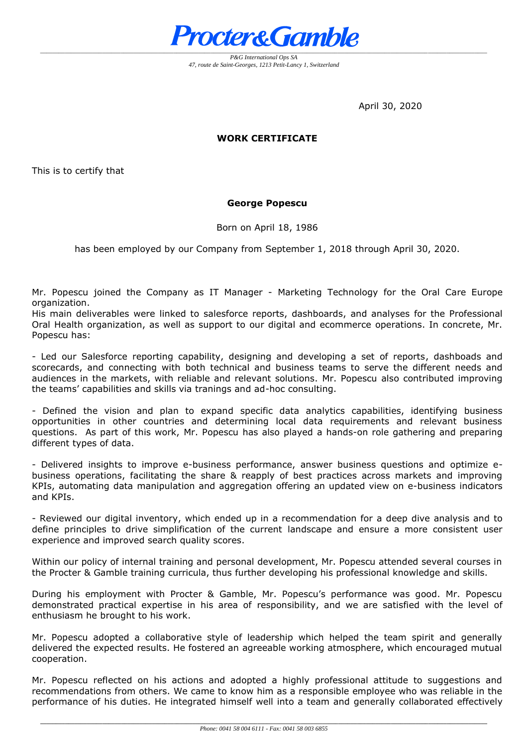**Procter&Gamble**

*P&G International Ops SA*
*47, route de Saint-Georges, 1213 Petit-Lancy 1, Switzerland*

April 30, 2020

## WORK CERTIFICATE

This is to certify that

**George Popescu**

Born on April 18, 1986

has been employed by our Company from September 1, 2018 through April 30, 2020.

Mr. Popescu joined the Company as IT Manager - Marketing Technology for the Oral Care Europe organization.
His main deliverables were linked to salesforce reports, dashboards, and analyses for the Professional Oral Health organization, as well as support to our digital and ecommerce operations. In concrete, Mr. Popescu has:

- Led our Salesforce reporting capability, designing and developing a set of reports, dashboads and scorecards, and connecting with both technical and business teams to serve the different needs and audiences in the markets, with reliable and relevant solutions. Mr. Popescu also contributed improving the teams' capabilities and skills via tranings and ad-hoc consulting.

- Defined the vision and plan to expand specific data analytics capabilities, identifying business opportunities in other countries and determining local data requirements and relevant business questions. As part of this work, Mr. Popescu has also played a hands-on role gathering and preparing different types of data.

- Delivered insights to improve e-business performance, answer business questions and optimize e-business operations, facilitating the share & reapply of best practices across markets and improving KPIs, automating data manipulation and aggregation offering an updated view on e-business indicators and KPIs.

- Reviewed our digital inventory, which ended up in a recommendation for a deep dive analysis and to define principles to drive simplification of the current landscape and ensure a more consistent user experience and improved search quality scores.

Within our policy of internal training and personal development, Mr. Popescu attended several courses in the Procter & Gamble training curricula, thus further developing his professional knowledge and skills.

During his employment with Procter & Gamble, Mr. Popescu's performance was good. Mr. Popescu demonstrated practical expertise in his area of responsibility, and we are satisfied with the level of enthusiasm he brought to his work.

Mr. Popescu adopted a collaborative style of leadership which helped the team spirit and generally delivered the expected results. He fostered an agreeable working atmosphere, which encouraged mutual cooperation.

Mr. Popescu reflected on his actions and adopted a highly professional attitude to suggestions and recommendations from others. We came to know him as a responsible employee who was reliable in the performance of his duties. He integrated himself well into a team and generally collaborated effectively

*Phone: 0041 58 004 6111 - Fax: 0041 58 003 6855*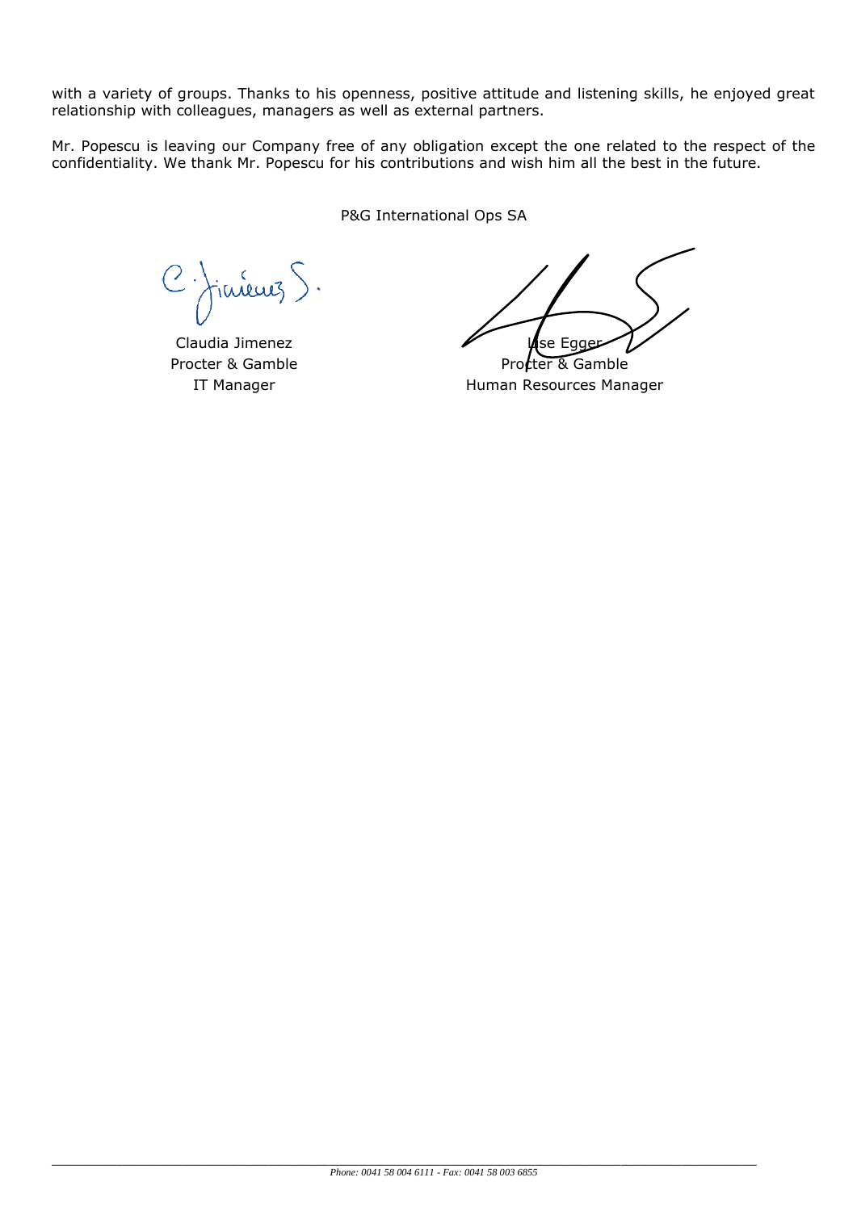with a variety of groups. Thanks to his openness, positive attitude and listening skills, he enjoyed great relationship with colleagues, managers as well as external partners.

Mr. Popescu is leaving our Company free of any obligation except the one related to the respect of the confidentiality. We thank Mr. Popescu for his contributions and wish him all the best in the future.

P&G International Ops SA

| | |
|---|---|
| Claudia Jimenez | Ilse Egger |
| Procter & Gamble | Procter & Gamble |
| IT Manager | Human Resources Manager |

*Phone: 0041 58 004 6111 - Fax: 0041 58 003 6855*